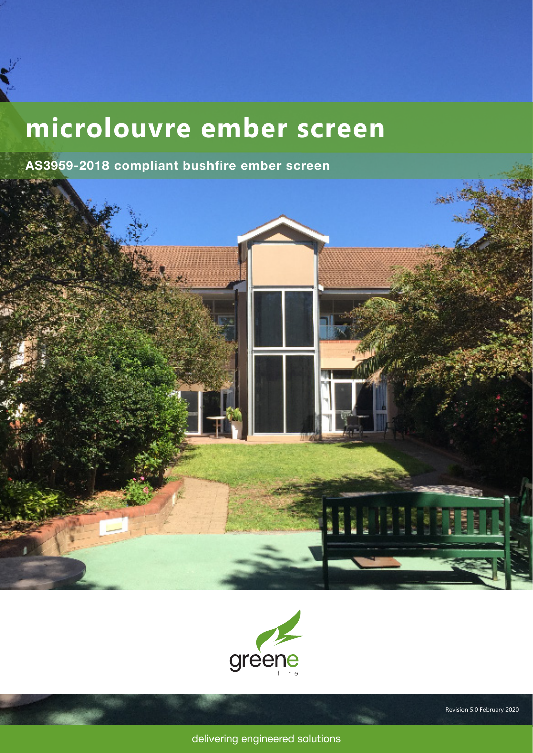# microlouvre ember screen

## AS3959-2018 compliant bushfire ember screen

greene fire

Revision 5.0 February 2020

delivering engineered solutions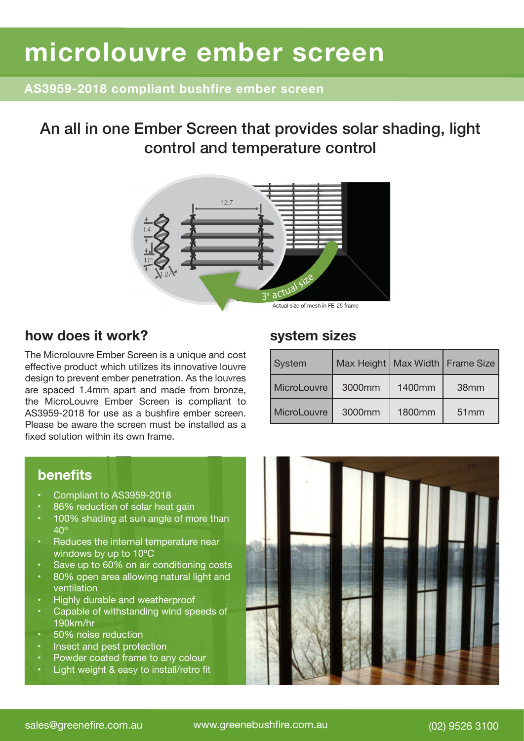# microlouvre ember screen

## AS3959-2018 compliant bushfire ember screen

### An all in one Ember Screen that provides solar shading, light control and temperature control

12.7

1.4

17°

1.27

3x actual size

Actual size of mesh in FE-25 frame

## how does it work?

The Microlouvre Ember Screen is a unique and cost effective product which utilizes its innovative louvre design to prevent ember penetration. As the louvres are spaced 1.4mm apart and made from bronze, the MicroLouvre Ember Screen is compliant to AS3959-2018 for use as a bushfire ember screen. Please be aware the screen must be installed as a fixed solution within its own frame.

## system sizes

| System | Max Height | Max Width | Frame Size |
|---|---|---|---|
| MicroLouvre | 3000mm | 1400mm | 38mm |
| MicroLouvre | 3000mm | 1800mm | 51mm |

## benefits

- Compliant to AS3959-2018
- 86% reduction of solar heat gain
- 100% shading at sun angle of more than 40°
- Reduces the internal temperature near windows by up to 10ºC
- Save up to 60% on air conditioning costs
- 80% open area allowing natural light and ventilation
- Highly durable and weatherproof
- Capable of withstanding wind speeds of 190km/hr
- 50% noise reduction
- Insect and pest protection
- Powder coated frame to any colour
- Light weight & easy to install/retro fit

sales@greenefire.com.au www.greenebushfire.com.au (02) 9526 3100